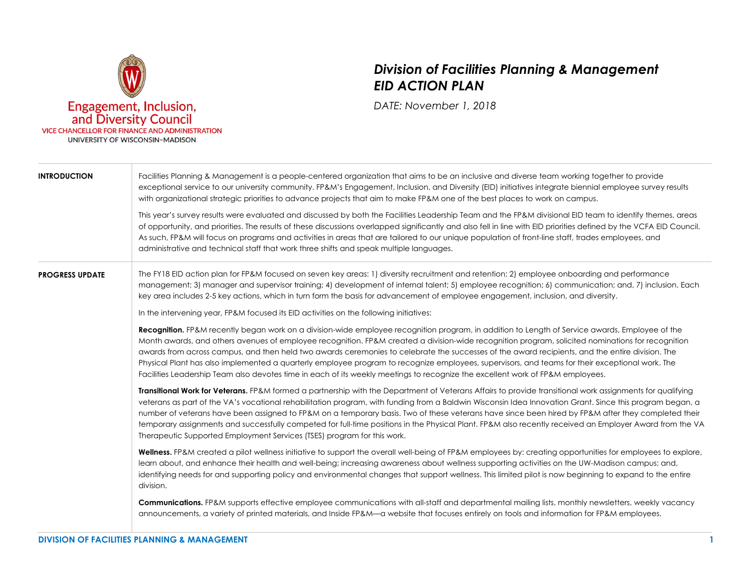Engagement, Inclusion, and Diversity Council
VICE CHANCELLOR FOR FINANCE AND ADMINISTRATION
UNIVERSITY OF WISCONSIN–MADISON

# *Division of Facilities Planning & Management EID ACTION PLAN*

*DATE: November 1, 2018*

## INTRODUCTION

Facilities Planning & Management is a people-centered organization that aims to be an inclusive and diverse team working together to provide exceptional service to our university community. FP&M's Engagement, Inclusion, and Diversity (EID) initiatives integrate biennial employee survey results with organizational strategic priorities to advance projects that aim to make FP&M one of the best places to work on campus.

This year's survey results were evaluated and discussed by both the Facilities Leadership Team and the FP&M divisional EID team to identify themes, areas of opportunity, and priorities. The results of these discussions overlapped significantly and also fell in line with EID priorities defined by the VCFA EID Council. As such, FP&M will focus on programs and activities in areas that are tailored to our unique population of front-line staff, trades employees, and administrative and technical staff that work three shifts and speak multiple languages.

## PROGRESS UPDATE

The FY18 EID action plan for FP&M focused on seven key areas: 1) diversity recruitment and retention; 2) employee onboarding and performance management; 3) manager and supervisor training; 4) development of internal talent; 5) employee recognition; 6) communication; and, 7) inclusion. Each key area includes 2-5 key actions, which in turn form the basis for advancement of employee engagement, inclusion, and diversity.

In the intervening year, FP&M focused its EID activities on the following initiatives:

**Recognition.** FP&M recently began work on a division-wide employee recognition program, in addition to Length of Service awards, Employee of the Month awards, and others avenues of employee recognition. FP&M created a division-wide recognition program, solicited nominations for recognition awards from across campus, and then held two awards ceremonies to celebrate the successes of the award recipients, and the entire division. The Physical Plant has also implemented a quarterly employee program to recognize employees, supervisors, and teams for their exceptional work. The Facilities Leadership Team also devotes time in each of its weekly meetings to recognize the excellent work of FP&M employees.

**Transitional Work for Veterans.** FP&M formed a partnership with the Department of Veterans Affairs to provide transitional work assignments for qualifying veterans as part of the VA's vocational rehabilitation program, with funding from a Baldwin Wisconsin Idea Innovation Grant. Since this program began, a number of veterans have been assigned to FP&M on a temporary basis. Two of these veterans have since been hired by FP&M after they completed their temporary assignments and successfully competed for full-time positions in the Physical Plant. FP&M also recently received an Employer Award from the VA Therapeutic Supported Employment Services (TSES) program for this work.

**Wellness.** FP&M created a pilot wellness initiative to support the overall well-being of FP&M employees by: creating opportunities for employees to explore, learn about, and enhance their health and well-being; increasing awareness about wellness supporting activities on the UW-Madison campus; and, identifying needs for and supporting policy and environmental changes that support wellness. This limited pilot is now beginning to expand to the entire division.

**Communications.** FP&M supports effective employee communications with all-staff and departmental mailing lists, monthly newsletters, weekly vacancy announcements, a variety of printed materials, and Inside FP&M—a website that focuses entirely on tools and information for FP&M employees.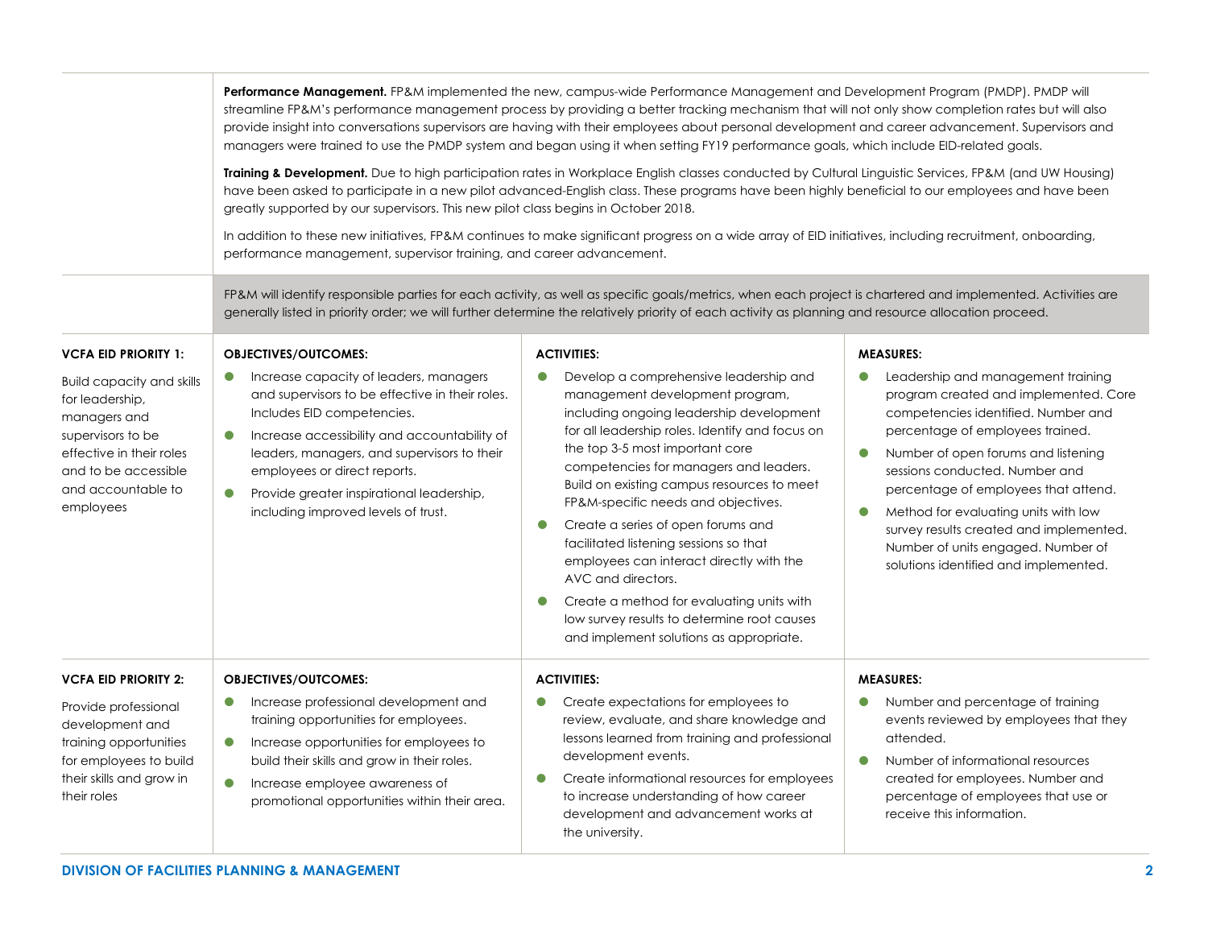**Performance Management.** FP&M implemented the new, campus-wide Performance Management and Development Program (PMDP). PMDP will streamline FP&M's performance management process by providing a better tracking mechanism that will not only show completion rates but will also provide insight into conversations supervisors are having with their employees about personal development and career advancement. Supervisors and managers were trained to use the PMDP system and began using it when setting FY19 performance goals, which include EID-related goals.

**Training & Development.** Due to high participation rates in Workplace English classes conducted by Cultural Linguistic Services, FP&M (and UW Housing) have been asked to participate in a new pilot advanced-English class. These programs have been highly beneficial to our employees and have been greatly supported by our supervisors. This new pilot class begins in October 2018.

In addition to these new initiatives, FP&M continues to make significant progress on a wide array of EID initiatives, including recruitment, onboarding, performance management, supervisor training, and career advancement.

FP&M will identify responsible parties for each activity, as well as specific goals/metrics, when each project is chartered and implemented. Activities are generally listed in priority order; we will further determine the relatively priority of each activity as planning and resource allocation proceed.

| VCFA EID PRIORITY | OBJECTIVES/OUTCOMES: | ACTIVITIES: | MEASURES: |
|---|---|---|---|
| **VCFA EID PRIORITY 1:** Build capacity and skills for leadership, managers and supervisors to be effective in their roles and to be accessible and accountable to employees | • Increase capacity of leaders, managers and supervisors to be effective in their roles. Includes EID competencies.<br>• Increase accessibility and accountability of leaders, managers, and supervisors to their employees or direct reports.<br>• Provide greater inspirational leadership, including improved levels of trust. | • Develop a comprehensive leadership and management development program, including ongoing leadership development for all leadership roles. Identify and focus on the top 3-5 most important core competencies for managers and leaders. Build on existing campus resources to meet FP&M-specific needs and objectives.<br>• Create a series of open forums and facilitated listening sessions so that employees can interact directly with the AVC and directors.<br>• Create a method for evaluating units with low survey results to determine root causes and implement solutions as appropriate. | • Leadership and management training program created and implemented. Core competencies identified. Number and percentage of employees trained.<br>• Number of open forums and listening sessions conducted. Number and percentage of employees that attend.<br>• Method for evaluating units with low survey results created and implemented. Number of units engaged. Number of solutions identified and implemented. |
| **VCFA EID PRIORITY 2:** Provide professional development and training opportunities for employees to build their skills and grow in their roles | • Increase professional development and training opportunities for employees.<br>• Increase opportunities for employees to build their skills and grow in their roles.<br>• Increase employee awareness of promotional opportunities within their area. | • Create expectations for employees to review, evaluate, and share knowledge and lessons learned from training and professional development events.<br>• Create informational resources for employees to increase understanding of how career development and advancement works at the university. | • Number and percentage of training events reviewed by employees that they attended.<br>• Number of informational resources created for employees. Number and percentage of employees that use or receive this information. |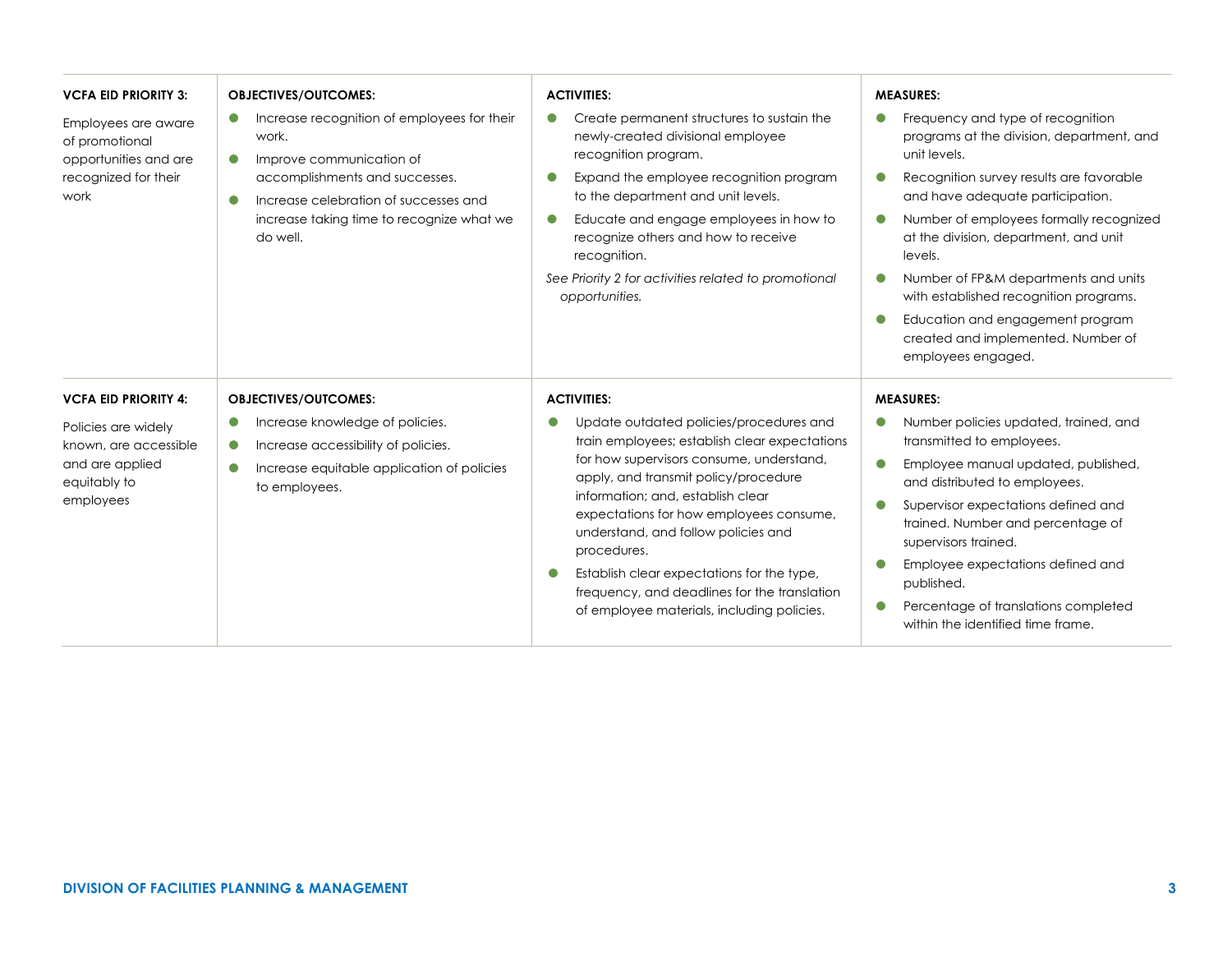| VCFA EID PRIORITY 3: | OBJECTIVES/OUTCOMES: | ACTIVITIES: | MEASURES: |
|---|---|---|---|
| Employees are aware of promotional opportunities and are recognized for their work | • Increase recognition of employees for their work.<br>• Improve communication of accomplishments and successes.<br>• Increase celebration of successes and increase taking time to recognize what we do well. | • Create permanent structures to sustain the newly-created divisional employee recognition program.<br>• Expand the employee recognition program to the department and unit levels.<br>• Educate and engage employees in how to recognize others and how to receive recognition.<br>*See Priority 2 for activities related to promotional opportunities.* | • Frequency and type of recognition programs at the division, department, and unit levels.<br>• Recognition survey results are favorable and have adequate participation.<br>• Number of employees formally recognized at the division, department, and unit levels.<br>• Number of FP&M departments and units with established recognition programs.<br>• Education and engagement program created and implemented. Number of employees engaged. |

| VCFA EID PRIORITY 4: | OBJECTIVES/OUTCOMES: | ACTIVITIES: | MEASURES: |
|---|---|---|---|
| Policies are widely known, are accessible and are applied equitably to employees | • Increase knowledge of policies.<br>• Increase accessibility of policies.<br>• Increase equitable application of policies to employees. | • Update outdated policies/procedures and train employees; establish clear expectations for how supervisors consume, understand, apply, and transmit policy/procedure information; and, establish clear expectations for how employees consume, understand, and follow policies and procedures.<br>• Establish clear expectations for the type, frequency, and deadlines for the translation of employee materials, including policies. | • Number policies updated, trained, and transmitted to employees.<br>• Employee manual updated, published, and distributed to employees.<br>• Supervisor expectations defined and trained. Number and percentage of supervisors trained.<br>• Employee expectations defined and published.<br>• Percentage of translations completed within the identified time frame. |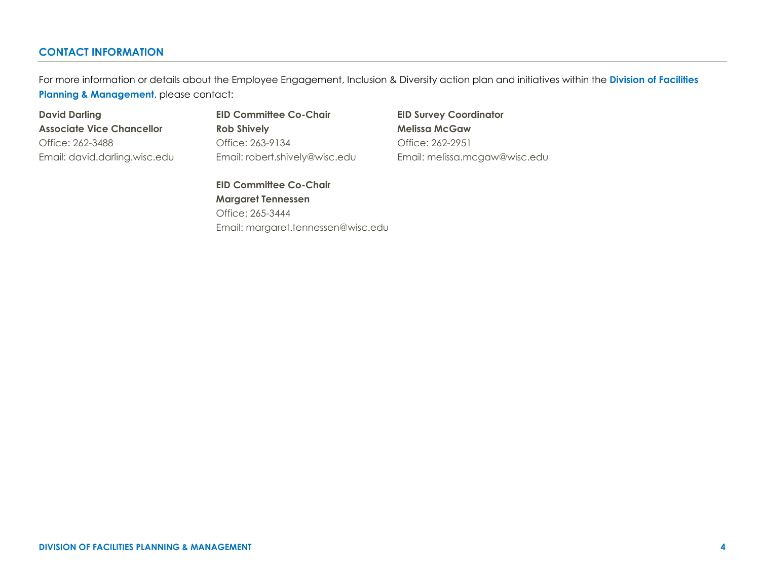## CONTACT INFORMATION

For more information or details about the Employee Engagement, Inclusion & Diversity action plan and initiatives within the **Division of Facilities Planning & Management**, please contact:

**David Darling**
**Associate Vice Chancellor**
Office: 262-3488
Email: david.darling.wisc.edu

**EID Committee Co-Chair**
**Rob Shively**
Office: 263-9134
Email: robert.shively@wisc.edu

**EID Committee Co-Chair**
**Margaret Tennessen**
Office: 265-3444
Email: margaret.tennessen@wisc.edu

**EID Survey Coordinator**
**Melissa McGaw**
Office: 262-2951
Email: melissa.mcgaw@wisc.edu